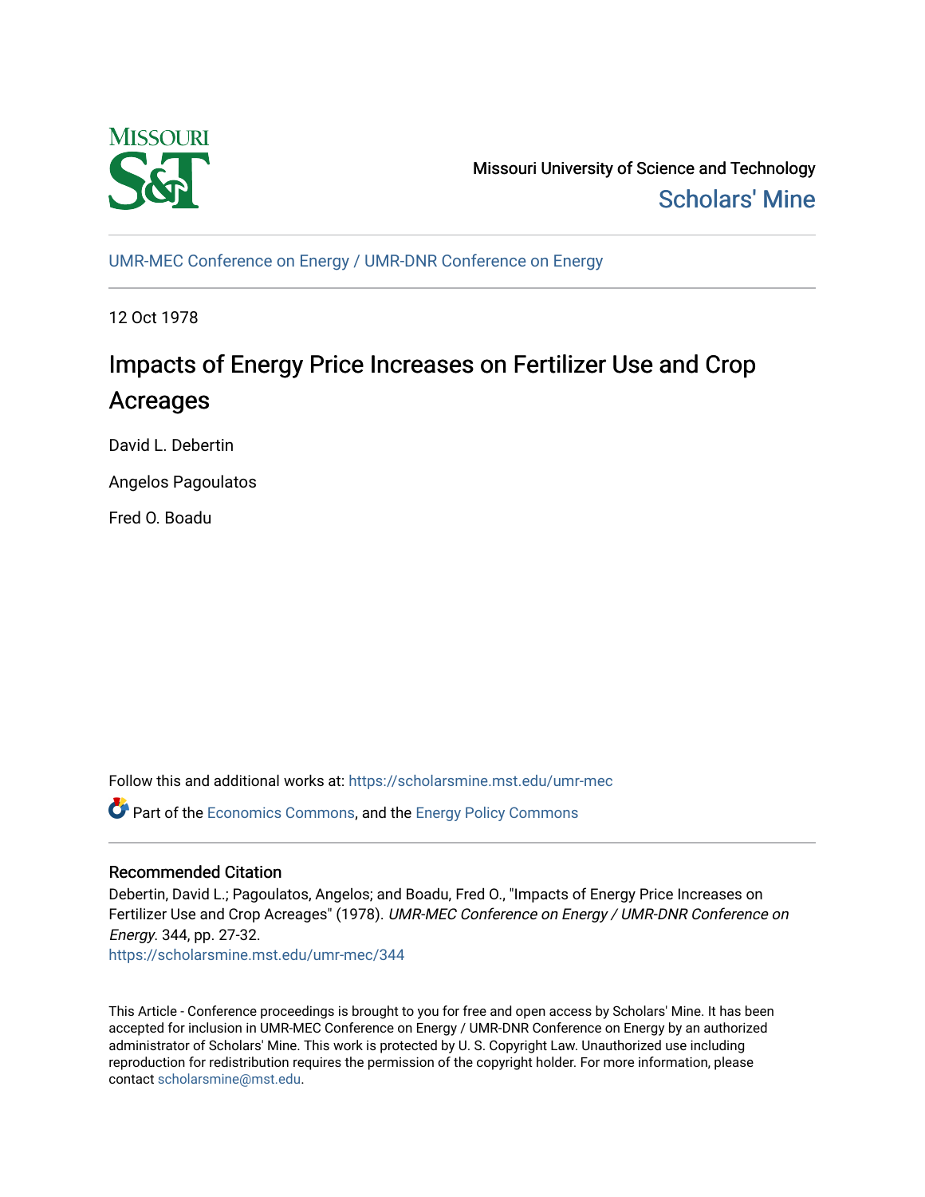Missouri University of Science and Technology

Scholars' Mine

UMR-MEC Conference on Energy / UMR-DNR Conference on Energy

12 Oct 1978

# Impacts of Energy Price Increases on Fertilizer Use and Crop Acreages

David L. Debertin

Angelos Pagoulatos

Fred O. Boadu

Follow this and additional works at: https://scholarsmine.mst.edu/umr-mec

Part of the Economics Commons, and the Energy Policy Commons

## Recommended Citation

Debertin, David L.; Pagoulatos, Angelos; and Boadu, Fred O., "Impacts of Energy Price Increases on Fertilizer Use and Crop Acreages" (1978). *UMR-MEC Conference on Energy / UMR-DNR Conference on Energy*. 344, pp. 27-32.

https://scholarsmine.mst.edu/umr-mec/344

This Article - Conference proceedings is brought to you for free and open access by Scholars' Mine. It has been accepted for inclusion in UMR-MEC Conference on Energy / UMR-DNR Conference on Energy by an authorized administrator of Scholars' Mine. This work is protected by U. S. Copyright Law. Unauthorized use including reproduction for redistribution requires the permission of the copyright holder. For more information, please contact scholarsmine@mst.edu.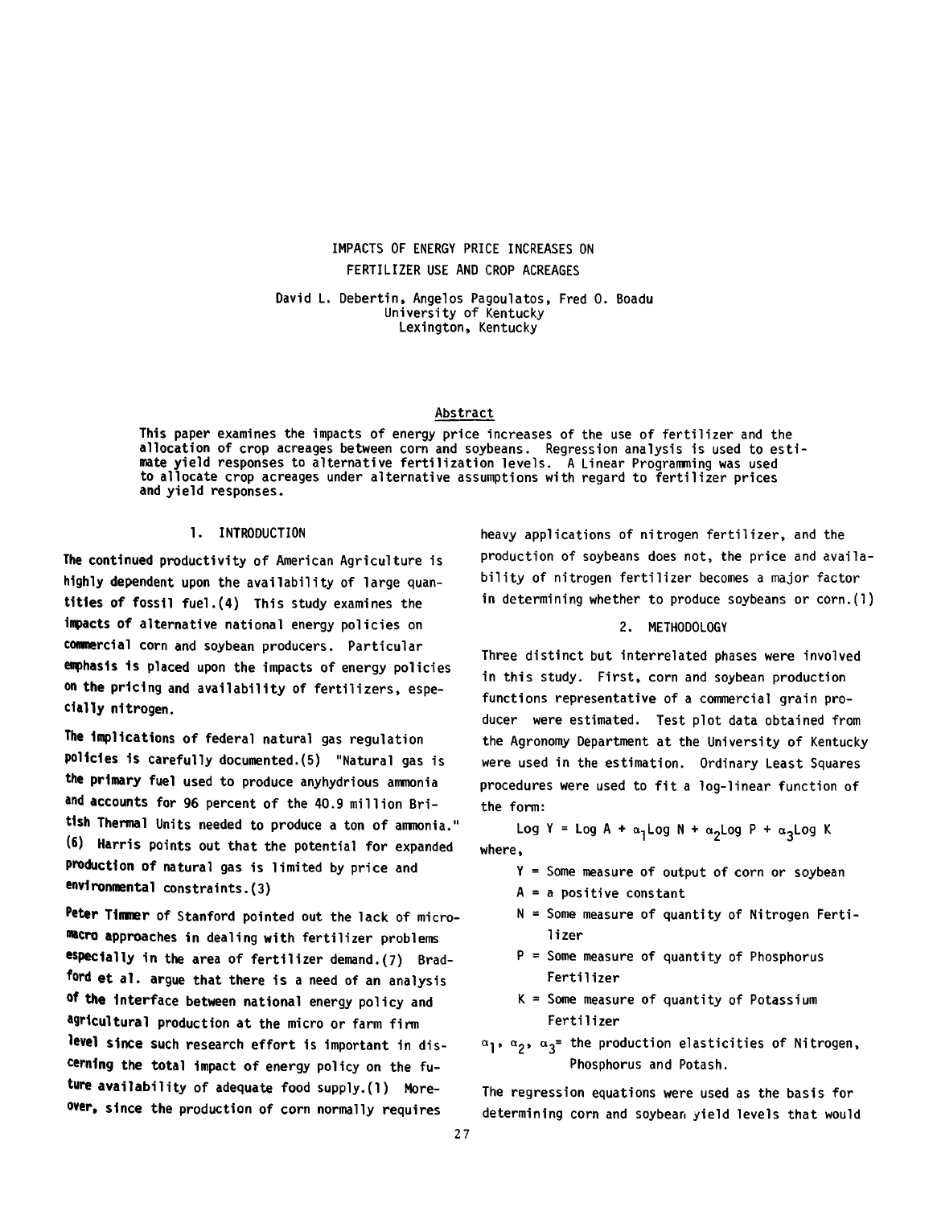# IMPACTS OF ENERGY PRICE INCREASES ON FERTILIZER USE AND CROP ACREAGES

David L. Debertin, Angelos Pagoulatos, Fred O. Boadu
University of Kentucky
Lexington, Kentucky

## Abstract

This paper examines the impacts of energy price increases of the use of fertilizer and the allocation of crop acreages between corn and soybeans. Regression analysis is used to estimate yield responses to alternative fertilization levels. A Linear Programming was used to allocate crop acreages under alternative assumptions with regard to fertilizer prices and yield responses.

## 1. INTRODUCTION

The continued productivity of American Agriculture is highly dependent upon the availability of large quantities of fossil fuel.(4) This study examines the impacts of alternative national energy policies on commercial corn and soybean producers. Particular emphasis is placed upon the impacts of energy policies on the pricing and availability of fertilizers, especially nitrogen.

The implications of federal natural gas regulation policies is carefully documented.(5) "Natural gas is the primary fuel used to produce anyhydrious ammonia and accounts for 96 percent of the 40.9 million British Thermal Units needed to produce a ton of ammonia." (6) Harris points out that the potential for expanded production of natural gas is limited by price and environmental constraints.(3)

Peter Timmer of Stanford pointed out the lack of micro-macro approaches in dealing with fertilizer problems especially in the area of fertilizer demand.(7) Bradford et al. argue that there is a need of an analysis of the interface between national energy policy and agricultural production at the micro or farm firm level since such research effort is important in discerning the total impact of energy policy on the future availability of adequate food supply.(1) Moreover, since the production of corn normally requires heavy applications of nitrogen fertilizer, and the production of soybeans does not, the price and availability of nitrogen fertilizer becomes a major factor in determining whether to produce soybeans or corn.(1)

## 2. METHODOLOGY

Three distinct but interrelated phases were involved in this study. First, corn and soybean production functions representative of a commercial grain producer were estimated. Test plot data obtained from the Agronomy Department at the University of Kentucky were used in the estimation. Ordinary Least Squares procedures were used to fit a log-linear function of the form:

$$\text{Log } Y = \text{Log } A + \alpha_1 \text{Log } N + \alpha_2 \text{Log } P + \alpha_3 \text{Log } K$$

where,

- $Y$ = Some measure of output of corn or soybean
- $A$ = a positive constant
- $N$ = Some measure of quantity of Nitrogen Fertilizer
- $P$ = Some measure of quantity of Phosphorus Fertilizer
- $K$ = Some measure of quantity of Potassium Fertilizer
- $\alpha_1$, $\alpha_2$, $\alpha_3$ = the production elasticities of Nitrogen, Phosphorus and Potash.

The regression equations were used as the basis for determining corn and soybean yield levels that would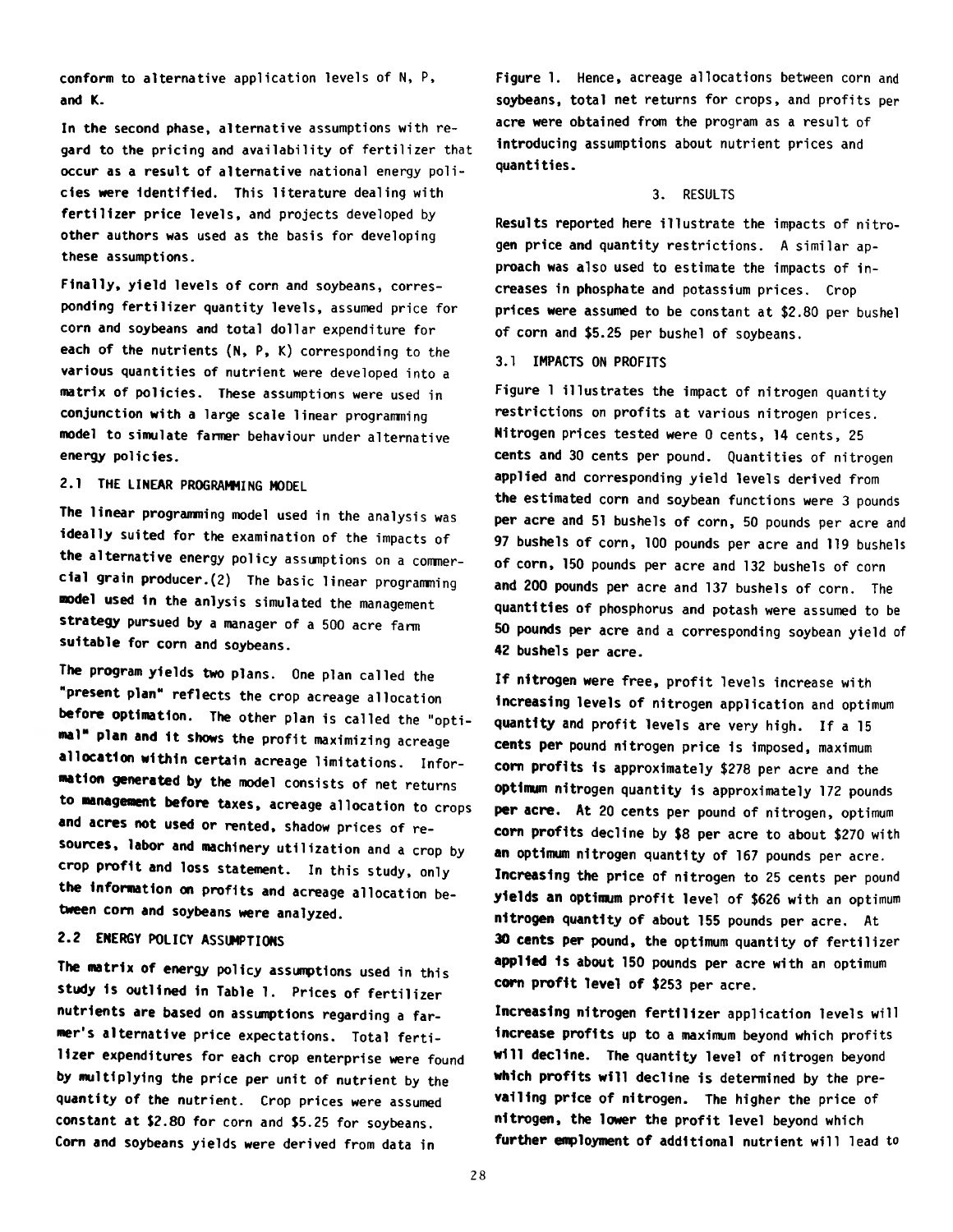conform to alternative application levels of N, P, and K.

In the second phase, alternative assumptions with regard to the pricing and availability of fertilizer that occur as a result of alternative national energy policies were identified. This literature dealing with fertilizer price levels, and projects developed by other authors was used as the basis for developing these assumptions.

Finally, yield levels of corn and soybeans, corresponding fertilizer quantity levels, assumed price for corn and soybeans and total dollar expenditure for each of the nutrients (N, P, K) corresponding to the various quantities of nutrient were developed into a matrix of policies. These assumptions were used in conjunction with a large scale linear programming model to simulate farmer behaviour under alternative energy policies.

### 2.1 THE LINEAR PROGRAMMING MODEL

The linear programming model used in the analysis was ideally suited for the examination of the impacts of the alternative energy policy assumptions on a commercial grain producer.(2) The basic linear programming model used in the anlysis simulated the management strategy pursued by a manager of a 500 acre farm suitable for corn and soybeans.

The program yields two plans. One plan called the "present plan" reflects the crop acreage allocation before optimation. The other plan is called the "optimal" plan and it shows the profit maximizing acreage allocation within certain acreage limitations. Information generated by the model consists of net returns to management before taxes, acreage allocation to crops and acres not used or rented, shadow prices of resources, labor and machinery utilization and a crop by crop profit and loss statement. In this study, only the information on profits and acreage allocation between corn and soybeans were analyzed.

### 2.2 ENERGY POLICY ASSUMPTIONS

The matrix of energy policy assumptions used in this study is outlined in Table 1. Prices of fertilizer nutrients are based on assumptions regarding a farmer's alternative price expectations. Total fertilizer expenditures for each crop enterprise were found by multiplying the price per unit of nutrient by the quantity of the nutrient. Crop prices were assumed constant at $2.80 for corn and $5.25 for soybeans. Corn and soybeans yields were derived from data in Figure 1. Hence, acreage allocations between corn and soybeans, total net returns for crops, and profits per acre were obtained from the program as a result of introducing assumptions about nutrient prices and quantities.

## 3. RESULTS

Results reported here illustrate the impacts of nitrogen price and quantity restrictions. A similar approach was also used to estimate the impacts of increases in phosphate and potassium prices. Crop prices were assumed to be constant at $2.80 per bushel of corn and $5.25 per bushel of soybeans.

### 3.1 IMPACTS ON PROFITS

Figure 1 illustrates the impact of nitrogen quantity restrictions on profits at various nitrogen prices. Nitrogen prices tested were 0 cents, 14 cents, 25 cents and 30 cents per pound. Quantities of nitrogen applied and corresponding yield levels derived from the estimated corn and soybean functions were 3 pounds per acre and 51 bushels of corn, 50 pounds per acre and 97 bushels of corn, 100 pounds per acre and 119 bushels of corn, 150 pounds per acre and 132 bushels of corn and 200 pounds per acre and 137 bushels of corn. The quantities of phosphorus and potash were assumed to be 50 pounds per acre and a corresponding soybean yield of 42 bushels per acre.

If nitrogen were free, profit levels increase with increasing levels of nitrogen application and optimum quantity and profit levels are very high. If a 15 cents per pound nitrogen price is imposed, maximum corn profits is approximately $278 per acre and the optimum nitrogen quantity is approximately 172 pounds per acre. At 20 cents per pound of nitrogen, optimum corn profits decline by $8 per acre to about $270 with an optimum nitrogen quantity of 167 pounds per acre. Increasing the price of nitrogen to 25 cents per pound yields an optimum profit level of $626 with an optimum nitrogen quantity of about 155 pounds per acre. At 30 cents per pound, the optimum quantity of fertilizer applied is about 150 pounds per acre with an optimum corn profit level of $253 per acre.

Increasing nitrogen fertilizer application levels will increase profits up to a maximum beyond which profits will decline. The quantity level of nitrogen beyond which profits will decline is determined by the prevailing price of nitrogen. The higher the price of nitrogen, the lower the profit level beyond which further employment of additional nutrient will lead to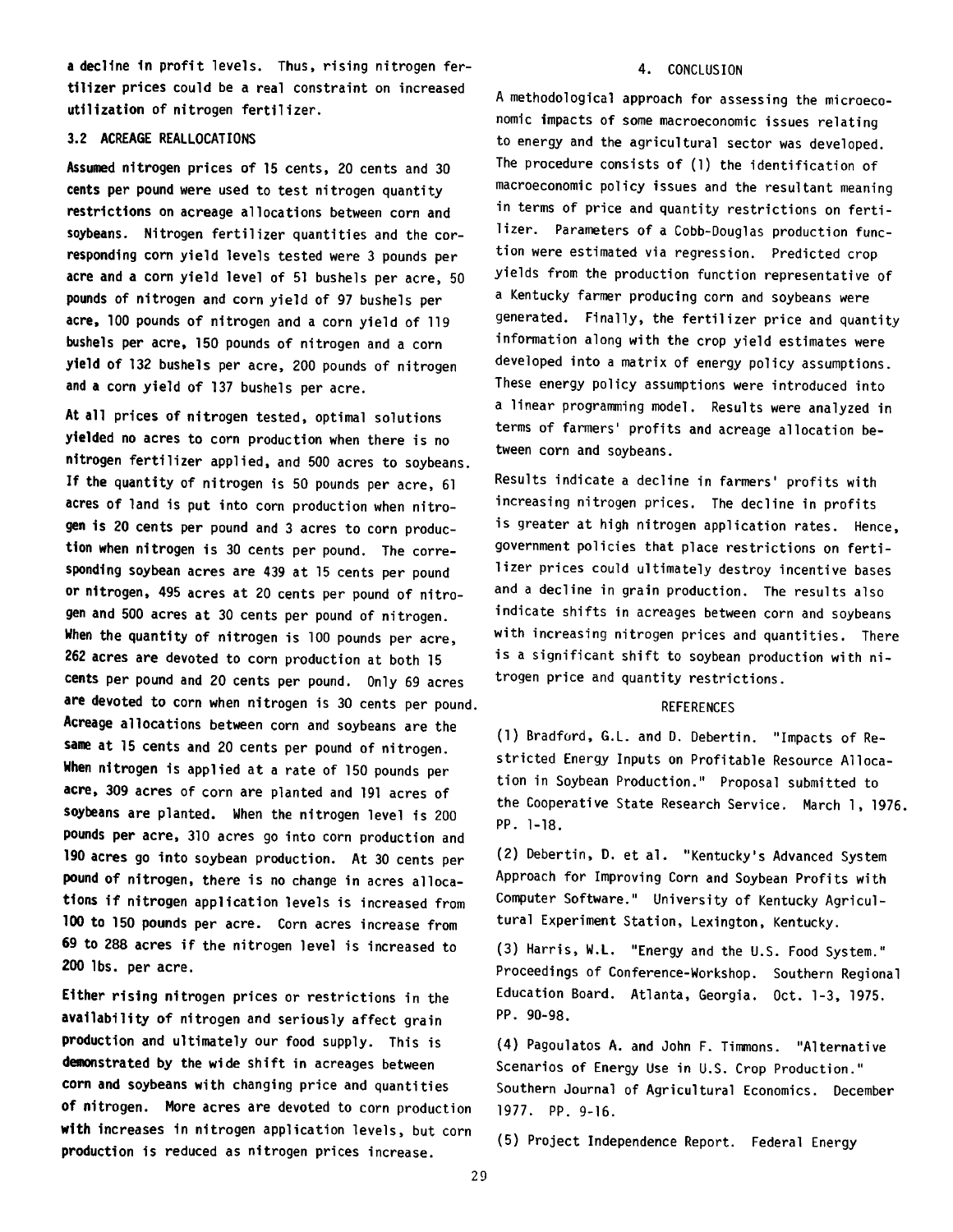a decline in profit levels. Thus, rising nitrogen fertilizer prices could be a real constraint on increased utilization of nitrogen fertilizer.

### 3.2 ACREAGE REALLOCATIONS

Assumed nitrogen prices of 15 cents, 20 cents and 30 cents per pound were used to test nitrogen quantity restrictions on acreage allocations between corn and soybeans. Nitrogen fertilizer quantities and the corresponding corn yield levels tested were 3 pounds per acre and a corn yield level of 51 bushels per acre, 50 pounds of nitrogen and corn yield of 97 bushels per acre, 100 pounds of nitrogen and a corn yield of 119 bushels per acre, 150 pounds of nitrogen and a corn yield of 132 bushels per acre, 200 pounds of nitrogen and a corn yield of 137 bushels per acre.

At all prices of nitrogen tested, optimal solutions yielded no acres to corn production when there is no nitrogen fertilizer applied, and 500 acres to soybeans. If the quantity of nitrogen is 50 pounds per acre, 61 acres of land is put into corn production when nitrogen is 20 cents per pound and 3 acres to corn production when nitrogen is 30 cents per pound. The corresponding soybean acres are 439 at 15 cents per pound or nitrogen, 495 acres at 20 cents per pound of nitrogen and 500 acres at 30 cents per pound of nitrogen. When the quantity of nitrogen is 100 pounds per acre, 262 acres are devoted to corn production at both 15 cents per pound and 20 cents per pound. Only 69 acres are devoted to corn when nitrogen is 30 cents per pound. Acreage allocations between corn and soybeans are the same at 15 cents and 20 cents per pound of nitrogen. When nitrogen is applied at a rate of 150 pounds per acre, 309 acres of corn are planted and 191 acres of soybeans are planted. When the nitrogen level is 200 pounds per acre, 310 acres go into corn production and 190 acres go into soybean production. At 30 cents per pound of nitrogen, there is no change in acres allocations if nitrogen application levels is increased from 100 to 150 pounds per acre. Corn acres increase from 69 to 288 acres if the nitrogen level is increased to 200 lbs. per acre.

Either rising nitrogen prices or restrictions in the availability of nitrogen and seriously affect grain production and ultimately our food supply. This is demonstrated by the wide shift in acreages between corn and soybeans with changing price and quantities of nitrogen. More acres are devoted to corn production with increases in nitrogen application levels, but corn production is reduced as nitrogen prices increase.

## 4. CONCLUSION

A methodological approach for assessing the microeconomic impacts of some macroeconomic issues relating to energy and the agricultural sector was developed. The procedure consists of (1) the identification of macroeconomic policy issues and the resultant meaning in terms of price and quantity restrictions on fertilizer. Parameters of a Cobb-Douglas production function were estimated via regression. Predicted crop yields from the production function representative of a Kentucky farmer producing corn and soybeans were generated. Finally, the fertilizer price and quantity information along with the crop yield estimates were developed into a matrix of energy policy assumptions. These energy policy assumptions were introduced into a linear programming model. Results were analyzed in terms of farmers' profits and acreage allocation between corn and soybeans.

Results indicate a decline in farmers' profits with increasing nitrogen prices. The decline in profits is greater at high nitrogen application rates. Hence, government policies that place restrictions on fertilizer prices could ultimately destroy incentive bases and a decline in grain production. The results also indicate shifts in acreages between corn and soybeans with increasing nitrogen prices and quantities. There is a significant shift to soybean production with nitrogen price and quantity restrictions.

## REFERENCES

(1) Bradford, G.L. and D. Debertin. "Impacts of Restricted Energy Inputs on Profitable Resource Allocation in Soybean Production." Proposal submitted to the Cooperative State Research Service. March 1, 1976. PP. 1-18.

(2) Debertin, D. et al. "Kentucky's Advanced System Approach for Improving Corn and Soybean Profits with Computer Software." University of Kentucky Agricultural Experiment Station, Lexington, Kentucky.

(3) Harris, W.L. "Energy and the U.S. Food System." Proceedings of Conference-Workshop. Southern Regional Education Board. Atlanta, Georgia. Oct. 1-3, 1975. PP. 90-98.

(4) Pagoulatos A. and John F. Timmons. "Alternative Scenarios of Energy Use in U.S. Crop Production." Southern Journal of Agricultural Economics. December 1977. PP. 9-16.

(5) Project Independence Report. Federal Energy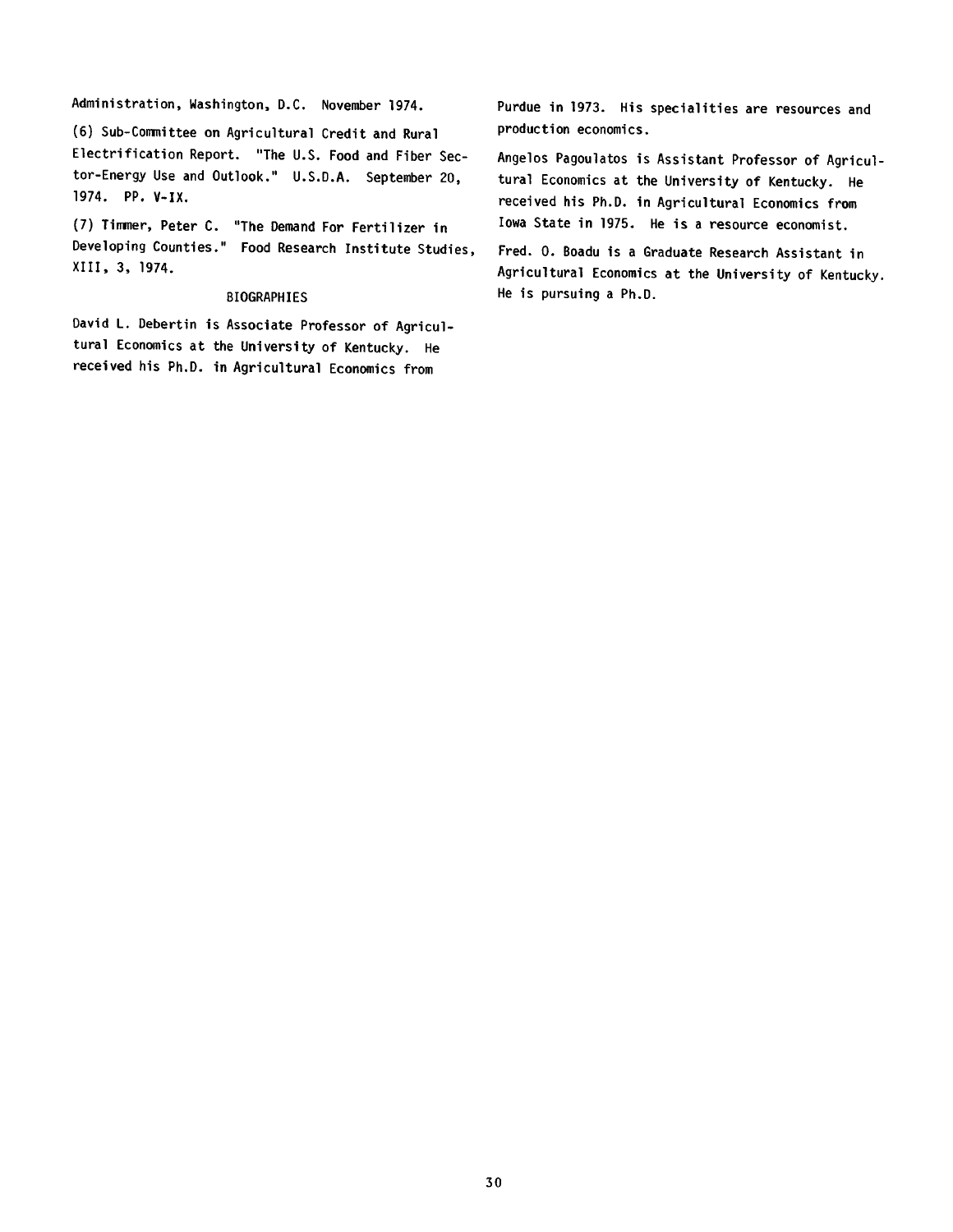Administration, Washington, D.C. November 1974.

(6) Sub-Committee on Agricultural Credit and Rural Electrification Report. "The U.S. Food and Fiber Sector-Energy Use and Outlook." U.S.D.A. September 20, 1974. PP. V-IX.

(7) Timmer, Peter C. "The Demand For Fertilizer in Developing Counties." Food Research Institute Studies, XIII, 3, 1974.

## BIOGRAPHIES

David L. Debertin is Associate Professor of Agricultural Economics at the University of Kentucky. He received his Ph.D. in Agricultural Economics from Purdue in 1973. His specialities are resources and production economics.

Angelos Pagoulatos is Assistant Professor of Agricultural Economics at the University of Kentucky. He received his Ph.D. in Agricultural Economics from Iowa State in 1975. He is a resource economist.

Fred. O. Boadu is a Graduate Research Assistant in Agricultural Economics at the University of Kentucky. He is pursuing a Ph.D.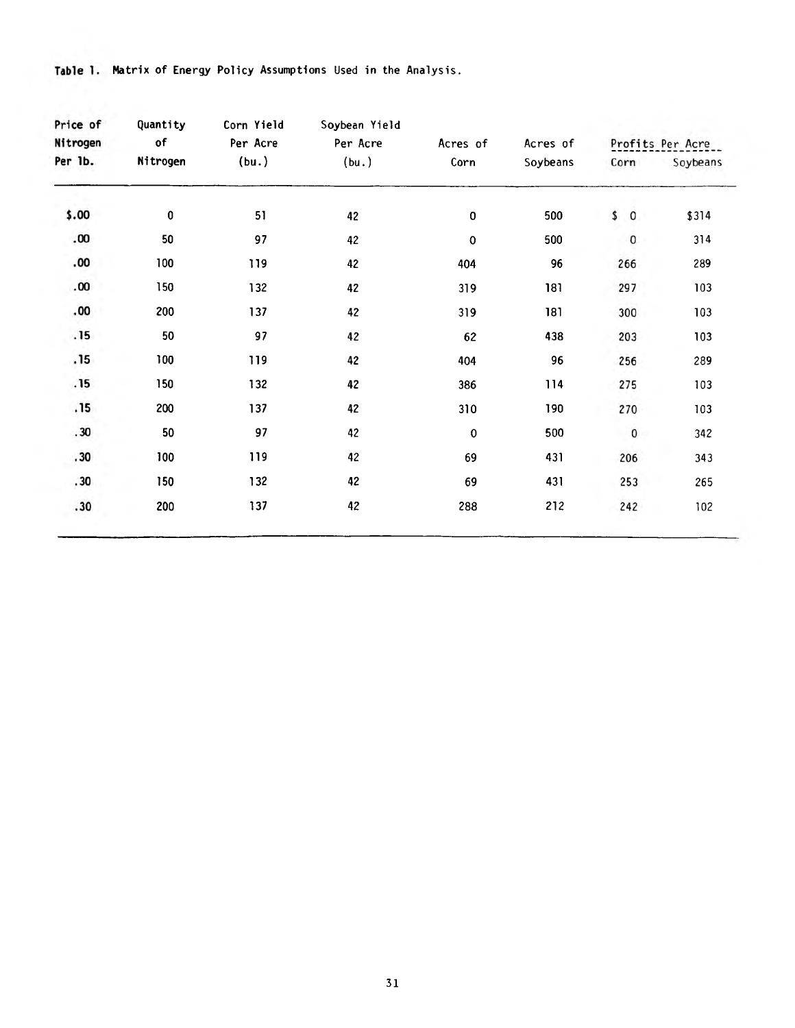**Table 1. Matrix of Energy Policy Assumptions Used in the Analysis.**

| Price of Nitrogen Per lb. | Quantity of Nitrogen | Corn Yield Per Acre (bu.) | Soybean Yield Per Acre (bu.) | Acres of Corn | Acres of Soybeans | Profits Per Acre | |
|---|---|---|---|---|---|---|---|
| | | | | | | Corn | Soybeans |
| $.00 | 0 | 51 | 42 | 0 | 500 | $ 0 | $314 |
| .00 | 50 | 97 | 42 | 0 | 500 | 0 | 314 |
| .00 | 100 | 119 | 42 | 404 | 96 | 266 | 289 |
| .00 | 150 | 132 | 42 | 319 | 181 | 297 | 103 |
| .00 | 200 | 137 | 42 | 319 | 181 | 300 | 103 |
| .15 | 50 | 97 | 42 | 62 | 438 | 203 | 103 |
| .15 | 100 | 119 | 42 | 404 | 96 | 256 | 289 |
| .15 | 150 | 132 | 42 | 386 | 114 | 275 | 103 |
| .15 | 200 | 137 | 42 | 310 | 190 | 270 | 103 |
| .30 | 50 | 97 | 42 | 0 | 500 | 0 | 342 |
| .30 | 100 | 119 | 42 | 69 | 431 | 206 | 343 |
| .30 | 150 | 132 | 42 | 69 | 431 | 253 | 265 |
| .30 | 200 | 137 | 42 | 288 | 212 | 242 | 102 |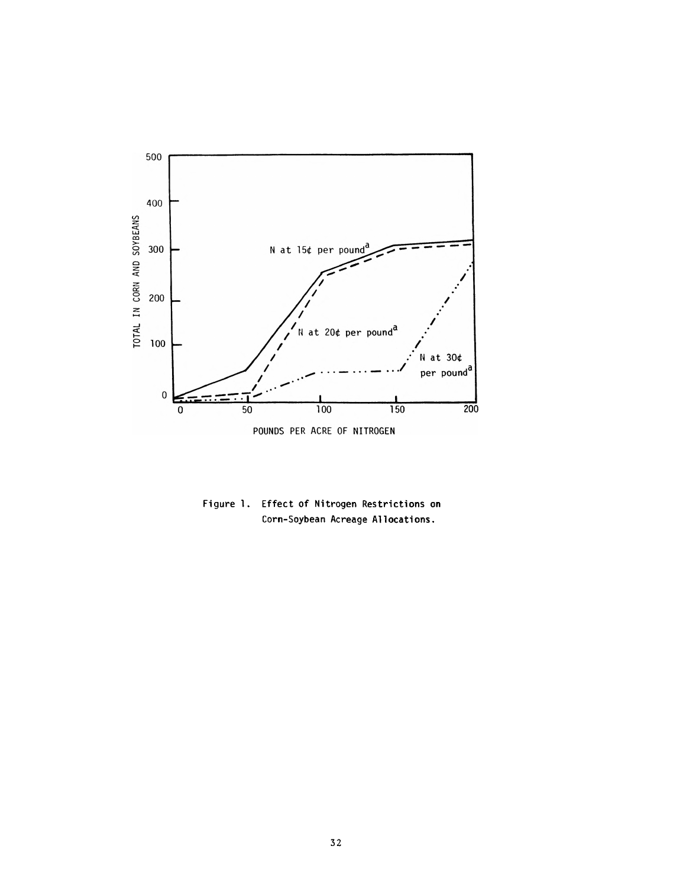500

400

300

200

100

0

TOTAL IN CORN AND SOYBEANS

N at 15¢ per pound[a]

N at 20¢ per pound[a]

N at 30¢ per pound[a]

0

50

100

150

200

POUNDS PER ACRE OF NITROGEN

Figure 1. Effect of Nitrogen Restrictions on Corn-Soybean Acreage Allocations.